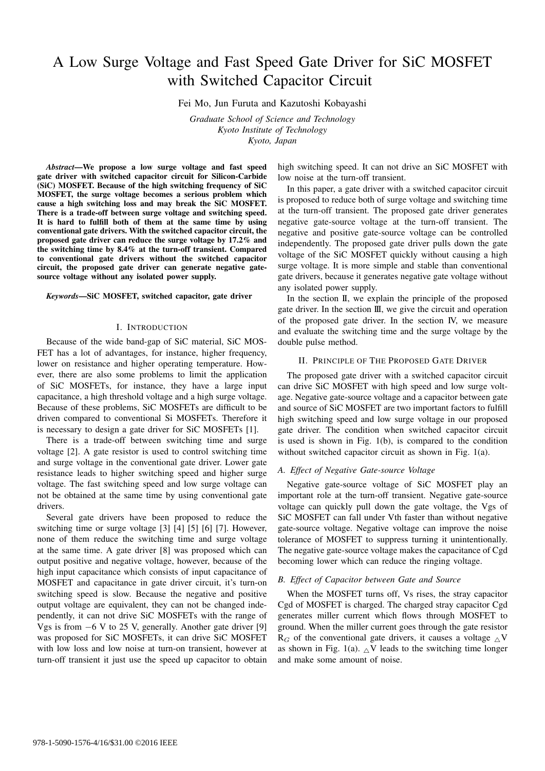# A Low Surge Voltage and Fast Speed Gate Driver for SiC MOSFET with Switched Capacitor Circuit

Fei Mo, Jun Furuta and Kazutoshi Kobayashi

*Graduate School of Science and Technology*
*Kyoto Institute of Technology*
*Kyoto, Japan*

***Abstract*—We propose a low surge voltage and fast speed gate driver with switched capacitor circuit for Silicon-Carbide (SiC) MOSFET. Because of the high switching frequency of SiC MOSFET, the surge voltage becomes a serious problem which cause a high switching loss and may break the SiC MOSFET. There is a trade-off between surge voltage and switching speed. It is hard to fulfill both of them at the same time by using conventional gate drivers. With the switched capacitor circuit, the proposed gate driver can reduce the surge voltage by 17.2% and the switching time by 8.4% at the turn-off transient. Compared to conventional gate drivers without the switched capacitor circuit, the proposed gate driver can generate negative gate-source voltage without any isolated power supply.**

***Keywords*—SiC MOSFET, switched capacitor, gate driver**

## I. Introduction

Because of the wide band-gap of SiC material, SiC MOSFET has a lot of advantages, for instance, higher frequency, lower on resistance and higher operating temperature. However, there are also some problems to limit the application of SiC MOSFETs, for instance, they have a large input capacitance, a high threshold voltage and a high surge voltage. Because of these problems, SiC MOSFETs are difficult to be driven compared to conventional Si MOSFETs. Therefore it is necessary to design a gate driver for SiC MOSFETs [1].

There is a trade-off between switching time and surge voltage [2]. A gate resistor is used to control switching time and surge voltage in the conventional gate driver. Lower gate resistance leads to higher switching speed and higher surge voltage. The fast switching speed and low surge voltage can not be obtained at the same time by using conventional gate drivers.

Several gate drivers have been proposed to reduce the switching time or surge voltage [3] [4] [5] [6] [7]. However, none of them reduce the switching time and surge voltage at the same time. A gate driver [8] was proposed which can output positive and negative voltage, however, because of the high input capacitance which consists of input capacitance of MOSFET and capacitance in gate driver circuit, it's turn-on switching speed is slow. Because the negative and positive output voltage are equivalent, they can not be changed independently, it can not drive SiC MOSFETs with the range of Vgs is from −6 V to 25 V, generally. Another gate driver [9] was proposed for SiC MOSFETs, it can drive SiC MOSFET with low loss and low noise at turn-on transient, however at turn-off transient it just use the speed up capacitor to obtain high switching speed. It can not drive an SiC MOSFET with low noise at the turn-off transient.

In this paper, a gate driver with a switched capacitor circuit is proposed to reduce both of surge voltage and switching time at the turn-off transient. The proposed gate driver generates negative gate-source voltage at the turn-off transient. The negative and positive gate-source voltage can be controlled independently. The proposed gate driver pulls down the gate voltage of the SiC MOSFET quickly without causing a high surge voltage. It is more simple and stable than conventional gate drivers, because it generates negative gate voltage without any isolated power supply.

In the section Ⅱ, we explain the principle of the proposed gate driver. In the section Ⅲ, we give the circuit and operation of the proposed gate driver. In the section Ⅳ, we measure and evaluate the switching time and the surge voltage by the double pulse method.

## II. Principle of The Proposed Gate Driver

The proposed gate driver with a switched capacitor circuit can drive SiC MOSFET with high speed and low surge voltage. Negative gate-source voltage and a capacitor between gate and source of SiC MOSFET are two important factors to fulfill high switching speed and low surge voltage in our proposed gate driver. The condition when switched capacitor circuit is used is shown in Fig. 1(b), is compared to the condition without switched capacitor circuit as shown in Fig. 1(a).

### *A. Effect of Negative Gate-source Voltage*

Negative gate-source voltage of SiC MOSFET play an important role at the turn-off transient. Negative gate-source voltage can quickly pull down the gate voltage, the Vgs of SiC MOSFET can fall under Vth faster than without negative gate-source voltage. Negative voltage can improve the noise tolerance of MOSFET to suppress turning it unintentionally. The negative gate-source voltage makes the capacitance of Cgd becoming lower which can reduce the ringing voltage.

### *B. Effect of Capacitor between Gate and Source*

When the MOSFET turns off, Vs rises, the stray capacitor Cgd of MOSFET is charged. The charged stray capacitor Cgd generates miller current which flows through MOSFET to ground. When the miller current goes through the gate resistor $R_G$ of the conventional gate drivers, it causes a voltage $\triangle V$ as shown in Fig. 1(a). $\triangle V$ leads to the switching time longer and make some amount of noise.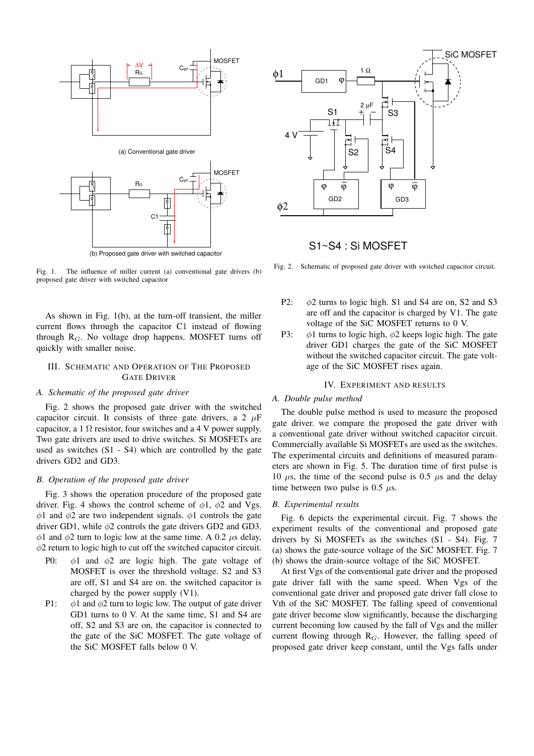(a) Conventional gate driver

(b) Proposed gate driver with switched capacitor

Fig. 1. The influence of miller current (a) conventional gate drivers (b) proposed gate driver with switched capacitor

S1~S4 : Si MOSFET

Fig. 2. Schematic of proposed gate driver with switched capacitor circuit.

As shown in Fig. 1(b), at the turn-off transient, the miller current flows through the capacitor C1 instead of flowing through $R_G$. No voltage drop happens. MOSFET turns off quickly with smaller noise.

## III. Schematic and Operation of the Proposed Gate Driver

### A. Schematic of the proposed gate driver

Fig. 2 shows the proposed gate driver with the switched capacitor circuit. It consists of three gate drivers, a 2 $\mu$F capacitor, a 1 $\Omega$ resistor, four switches and a 4 V power supply. Two gate drivers are used to drive switches. Si MOSFETs are used as switches (S1 - S4) which are controlled by the gate drivers GD2 and GD3.

### B. Operation of the proposed gate driver

Fig. 3 shows the operation procedure of the proposed gate driver. Fig. 4 shows the control scheme of $\phi 1$, $\phi 2$ and Vgs. $\phi 1$ and $\phi 2$ are two independent signals. $\phi 1$ controls the gate driver GD1, while $\phi 2$ controls the gate drivers GD2 and GD3. $\phi 1$ and $\phi 2$ turn to logic low at the same time. A 0.2 $\mu$s delay, $\phi 2$ return to logic high to cut off the switched capacitor circuit.

- P0: $\phi 1$ and $\phi 2$ are logic high. The gate voltage of MOSFET is over the threshold voltage. S2 and S3 are off, S1 and S4 are on. the switched capacitor is charged by the power supply (V1).
- P1: $\phi 1$ and $\phi 2$ turn to logic low. The output of gate driver GD1 turns to 0 V. At the same time, S1 and S4 are off, S2 and S3 are on, the capacitor is connected to the gate of the SiC MOSFET. The gate voltage of the SiC MOSFET falls below 0 V.
- P2: $\phi 2$ turns to logic high. S1 and S4 are on, S2 and S3 are off and the capacitor is charged by V1. The gate voltage of the SiC MOSFET returns to 0 V.
- P3: $\phi 1$ turns to logic high, $\phi 2$ keeps logic high. The gate driver GD1 charges the gate of the SiC MOSFET without the switched capacitor circuit. The gate voltage of the SiC MOSFET rises again.

## IV. Experiment and Results

### A. Double pulse method

The double pulse method is used to measure the proposed gate driver. we compare the proposed the gate driver with a conventional gate driver without switched capacitor circuit. Commercially available Si MOSFETs are used as the switches. The experimental circuits and definitions of measured parameters are shown in Fig. 5. The duration time of first pulse is 10 $\mu$s, the time of the second pulse is 0.5 $\mu$s and the delay time between two pulse is 0.5 $\mu$s.

### B. Experimental results

Fig. 6 depicts the experimental circuit. Fig. 7 shows the experiment results of the conventional and proposed gate drivers by Si MOSFETs as the switches (S1 - S4). Fig. 7 (a) shows the gate-source voltage of the SiC MOSFET. Fig. 7 (b) shows the drain-source voltage of the SiC MOSFET.

At first Vgs of the conventional gate driver and the proposed gate driver fall with the same speed. When Vgs of the conventional gate driver and proposed gate driver fall close to Vth of the SiC MOSFET. The falling speed of conventional gate driver become slow significantly, because the discharging current becoming low caused by the fall of Vgs and the miller current flowing through $R_G$. However, the falling speed of proposed gate driver keep constant, until the Vgs falls under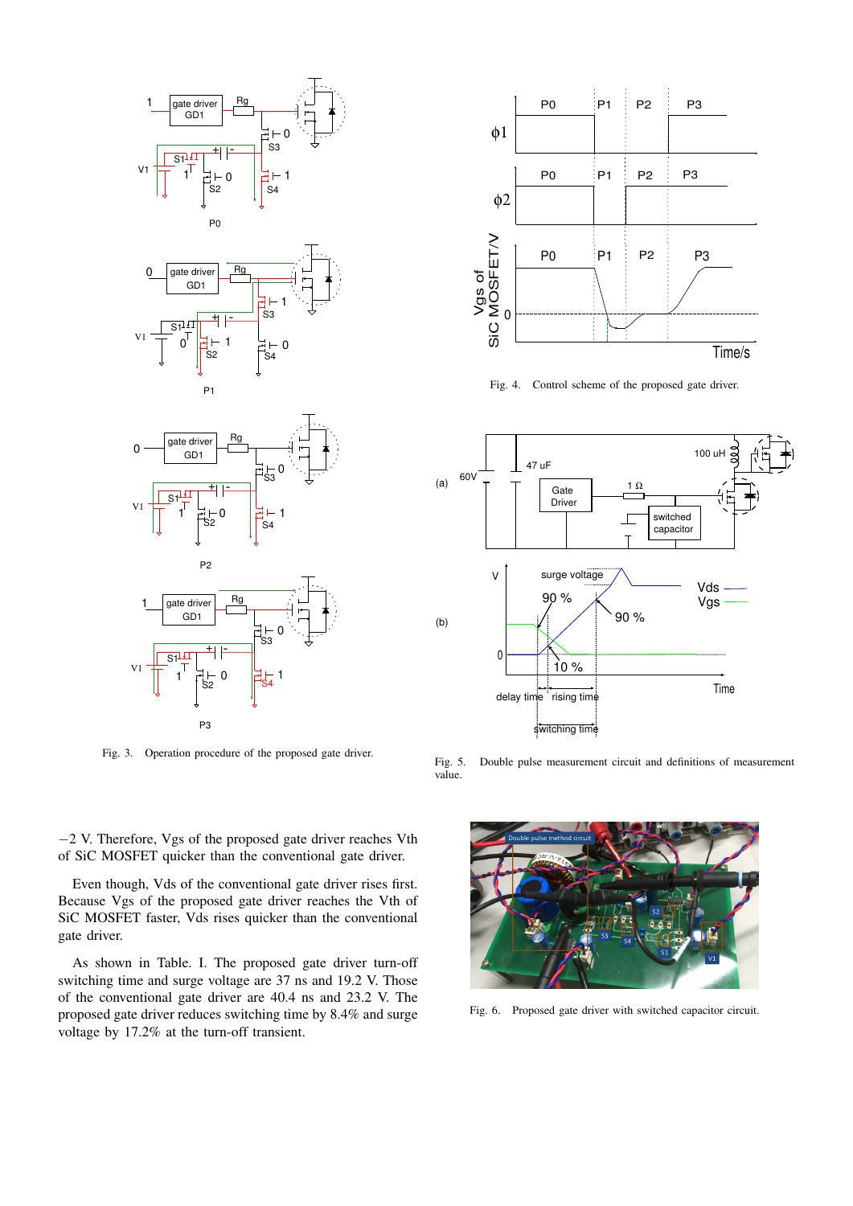Fig. 3. Operation procedure of the proposed gate driver.

Fig. 4. Control scheme of the proposed gate driver.

Fig. 5. Double pulse measurement circuit and definitions of measurement value.

−2 V. Therefore, Vgs of the proposed gate driver reaches Vth of SiC MOSFET quicker than the conventional gate driver.

Even though, Vds of the conventional gate driver rises first. Because Vgs of the proposed gate driver reaches the Vth of SiC MOSFET faster, Vds rises quicker than the conventional gate driver.

As shown in Table. I. The proposed gate driver turn-off switching time and surge voltage are 37 ns and 19.2 V. Those of the conventional gate driver are 40.4 ns and 23.2 V. The proposed gate driver reduces switching time by 8.4% and surge voltage by 17.2% at the turn-off transient.

Fig. 6. Proposed gate driver with switched capacitor circuit.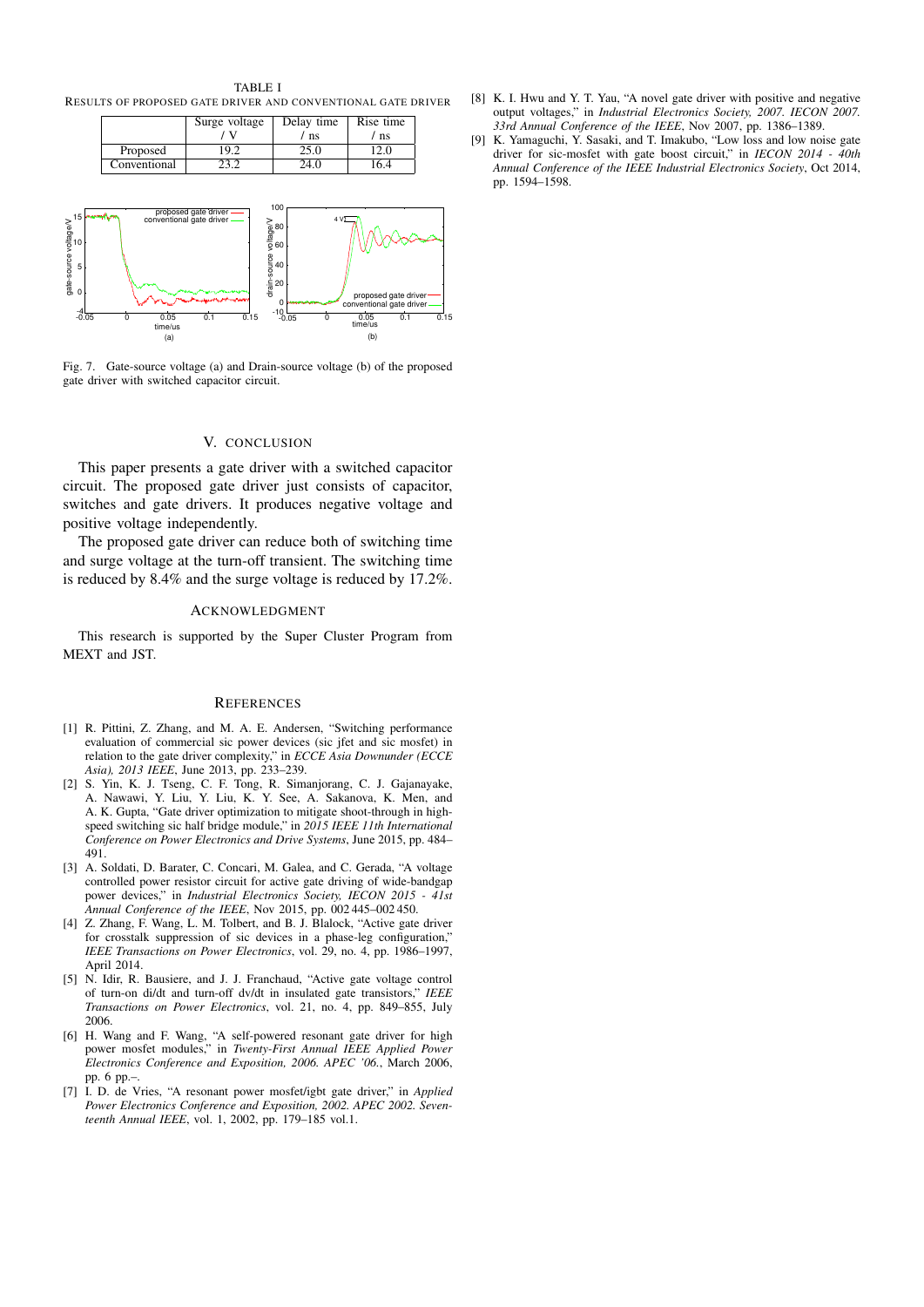TABLE I
RESULTS OF PROPOSED GATE DRIVER AND CONVENTIONAL GATE DRIVER

| | Surge voltage / V | Delay time / ns | Rise time / ns |
|---|---|---|---|
| Proposed | 19.2 | 25.0 | 12.0 |
| Conventional | 23.2 | 24.0 | 16.4 |

gate-source voltage/V
15
10
5
0
-4
-0.05 0 0.05 0.1 0.15
time/us
(a)
proposed gate driver
conventional gate driver

drain-source voltage/V
100
80
60
40
20
0
-10
-0.05 0 0.05 0.1 0.15
time/us
(b)
4 V
proposed gate driver
conventional gate driver

Fig. 7. Gate-source voltage (a) and Drain-source voltage (b) of the proposed gate driver with switched capacitor circuit.

## V. CONCLUSION

This paper presents a gate driver with a switched capacitor circuit. The proposed gate driver just consists of capacitor, switches and gate drivers. It produces negative voltage and positive voltage independently.

The proposed gate driver can reduce both of switching time and surge voltage at the turn-off transient. The switching time is reduced by 8.4% and the surge voltage is reduced by 17.2%.

## ACKNOWLEDGMENT

This research is supported by the Super Cluster Program from MEXT and JST.

## REFERENCES

[1] R. Pittini, Z. Zhang, and M. A. E. Andersen, "Switching performance evaluation of commercial sic power devices (sic jfet and sic mosfet) in relation to the gate driver complexity," in *ECCE Asia Downunder (ECCE Asia), 2013 IEEE*, June 2013, pp. 233–239.

[2] S. Yin, K. J. Tseng, C. F. Tong, R. Simanjorang, C. J. Gajanayake, A. Nawawi, Y. Liu, Y. Liu, K. Y. See, A. Sakanova, K. Men, and A. K. Gupta, "Gate driver optimization to mitigate shoot-through in high-speed switching sic half bridge module," in *2015 IEEE 11th International Conference on Power Electronics and Drive Systems*, June 2015, pp. 484–491.

[3] A. Soldati, D. Barater, C. Concari, M. Galea, and C. Gerada, "A voltage controlled power resistor circuit for active gate driving of wide-bandgap power devices," in *Industrial Electronics Society, IECON 2015 - 41st Annual Conference of the IEEE*, Nov 2015, pp. 002 445–002 450.

[4] Z. Zhang, F. Wang, L. M. Tolbert, and B. J. Blalock, "Active gate driver for crosstalk suppression of sic devices in a phase-leg configuration," *IEEE Transactions on Power Electronics*, vol. 29, no. 4, pp. 1986–1997, April 2014.

[5] N. Idir, R. Bausiere, and J. J. Franchaud, "Active gate voltage control of turn-on di/dt and turn-off dv/dt in insulated gate transistors," *IEEE Transactions on Power Electronics*, vol. 21, no. 4, pp. 849–855, July 2006.

[6] H. Wang and F. Wang, "A self-powered resonant gate driver for high power mosfet modules," in *Twenty-First Annual IEEE Applied Power Electronics Conference and Exposition, 2006. APEC '06.*, March 2006, pp. 6 pp.–.

[7] I. D. de Vries, "A resonant power mosfet/igbt gate driver," in *Applied Power Electronics Conference and Exposition, 2002. APEC 2002. Seventeenth Annual IEEE*, vol. 1, 2002, pp. 179–185 vol.1.

[8] K. I. Hwu and Y. T. Yau, "A novel gate driver with positive and negative output voltages," in *Industrial Electronics Society, 2007. IECON 2007. 33rd Annual Conference of the IEEE*, Nov 2007, pp. 1386–1389.

[9] K. Yamaguchi, Y. Sasaki, and T. Imakubo, "Low loss and low noise gate driver for sic-mosfet with gate boost circuit," in *IECON 2014 - 40th Annual Conference of the IEEE Industrial Electronics Society*, Oct 2014, pp. 1594–1598.